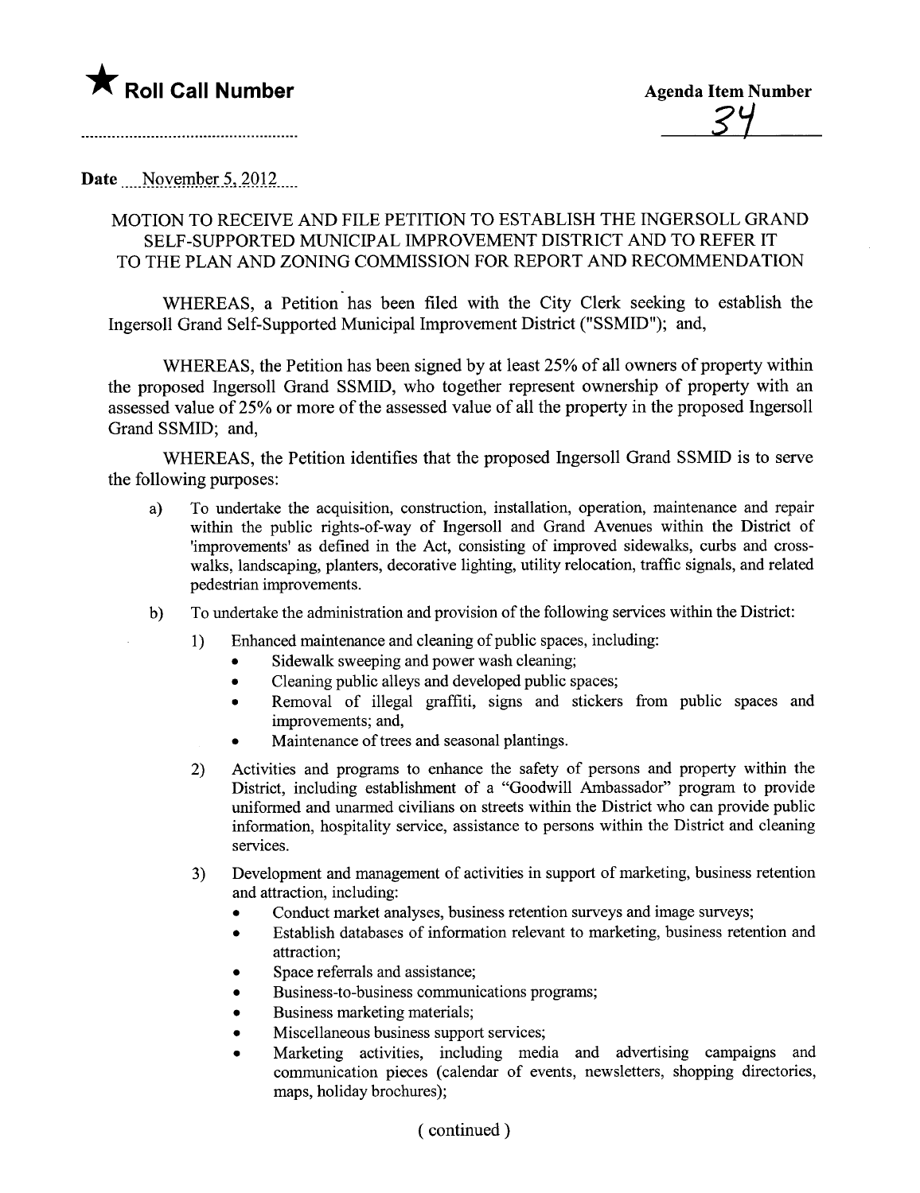★ **Roll Call Number**

**Agenda Item Number**

34

Date November 5, 2012

MOTION TO RECEIVE AND FILE PETITION TO ESTABLISH THE INGERSOLL GRAND SELF-SUPPORTED MUNICIPAL IMPROVEMENT DISTRICT AND TO REFER IT TO THE PLAN AND ZONING COMMISSION FOR REPORT AND RECOMMENDATION

WHEREAS, a Petition has been filed with the City Clerk seeking to establish the Ingersoll Grand Self-Supported Municipal Improvement District ("SSMID"); and,

WHEREAS, the Petition has been signed by at least 25% of all owners of property within the proposed Ingersoll Grand SSMID, who together represent ownership of property with an assessed value of 25% or more of the assessed value of all the property in the proposed Ingersoll Grand SSMID; and,

WHEREAS, the Petition identifies that the proposed Ingersoll Grand SSMID is to serve the following purposes:

a) To undertake the acquisition, construction, installation, operation, maintenance and repair within the public rights-of-way of Ingersoll and Grand Avenues within the District of 'improvements' as defined in the Act, consisting of improved sidewalks, curbs and cross-walks, landscaping, planters, decorative lighting, utility relocation, traffic signals, and related pedestrian improvements.

b) To undertake the administration and provision of the following services within the District:

1) Enhanced maintenance and cleaning of public spaces, including:
   - Sidewalk sweeping and power wash cleaning;
   - Cleaning public alleys and developed public spaces;
   - Removal of illegal graffiti, signs and stickers from public spaces and improvements; and,
   - Maintenance of trees and seasonal plantings.

2) Activities and programs to enhance the safety of persons and property within the District, including establishment of a "Goodwill Ambassador" program to provide uniformed and unarmed civilians on streets within the District who can provide public information, hospitality service, assistance to persons within the District and cleaning services.

3) Development and management of activities in support of marketing, business retention and attraction, including:
   - Conduct market analyses, business retention surveys and image surveys;
   - Establish databases of information relevant to marketing, business retention and attraction;
   - Space referrals and assistance;
   - Business-to-business communications programs;
   - Business marketing materials;
   - Miscellaneous business support services;
   - Marketing activities, including media and advertising campaigns and communication pieces (calendar of events, newsletters, shopping directories, maps, holiday brochures);

( continued )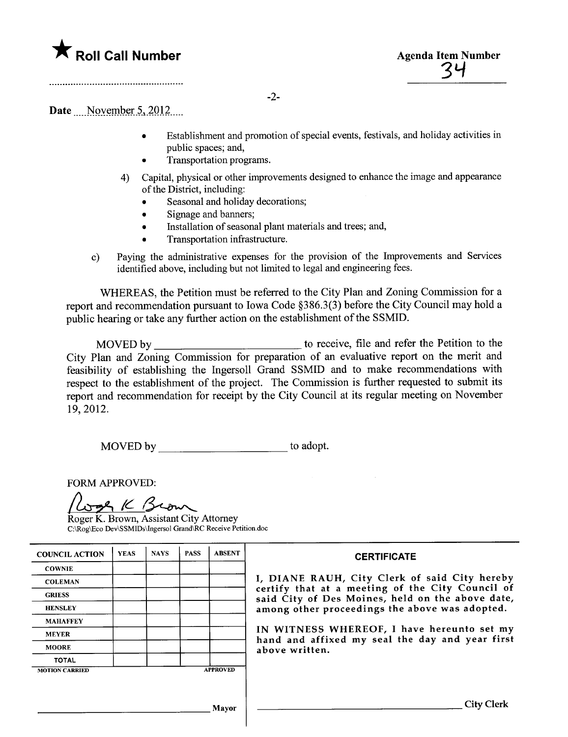★ **Roll Call Number**

**Agenda Item Number**
34

Date November 5, 2012

- Establishment and promotion of special events, festivals, and holiday activities in public spaces; and,
- Transportation programs.

4) Capital, physical or other improvements designed to enhance the image and appearance of the District, including:
   - Seasonal and holiday decorations;
   - Signage and banners;
   - Installation of seasonal plant materials and trees; and,
   - Transportation infrastructure.

c) Paying the administrative expenses for the provision of the Improvements and Services identified above, including but not limited to legal and engineering fees.

WHEREAS, the Petition must be referred to the City Plan and Zoning Commission for a report and recommendation pursuant to Iowa Code §386.3(3) before the City Council may hold a public hearing or take any further action on the establishment of the SSMID.

MOVED by \_\_\_\_\_\_\_\_\_\_\_\_\_\_\_\_\_\_\_\_\_\_\_\_ to receive, file and refer the Petition to the City Plan and Zoning Commission for preparation of an evaluative report on the merit and feasibility of establishing the Ingersoll Grand SSMID and to make recommendations with respect to the establishment of the project. The Commission is further requested to submit its report and recommendation for receipt by the City Council at its regular meeting on November 19, 2012.

MOVED by \_\_\_\_\_\_\_\_\_\_\_\_\_\_\_\_\_\_\_\_ to adopt.

FORM APPROVED:

Roger K. Brown, Assistant City Attorney
C:\Rog\Eco Dev\SSMIDs\Ingersol Grand\RC Receive Petition.doc

| COUNCIL ACTION | YEAS | NAYS | PASS | ABSENT |
|---|---|---|---|---|
| COWNIE | | | | |
| COLEMAN | | | | |
| GRIESS | | | | |
| HENSLEY | | | | |
| MAHAFFEY | | | | |
| MEYER | | | | |
| MOORE | | | | |
| TOTAL | | | | |
| MOTION CARRIED | | | | APPROVED |

\_\_\_\_\_\_\_\_\_\_\_\_\_\_\_\_\_\_\_\_\_\_\_\_ Mayor

**CERTIFICATE**

I, DIANE RAUH, City Clerk of said City hereby certify that at a meeting of the City Council of said City of Des Moines, held on the above date, among other proceedings the above was adopted.

IN WITNESS WHEREOF, I have hereunto set my hand and affixed my seal the day and year first above written.

\_\_\_\_\_\_\_\_\_\_\_\_\_\_\_\_\_\_\_\_\_\_\_\_ City Clerk